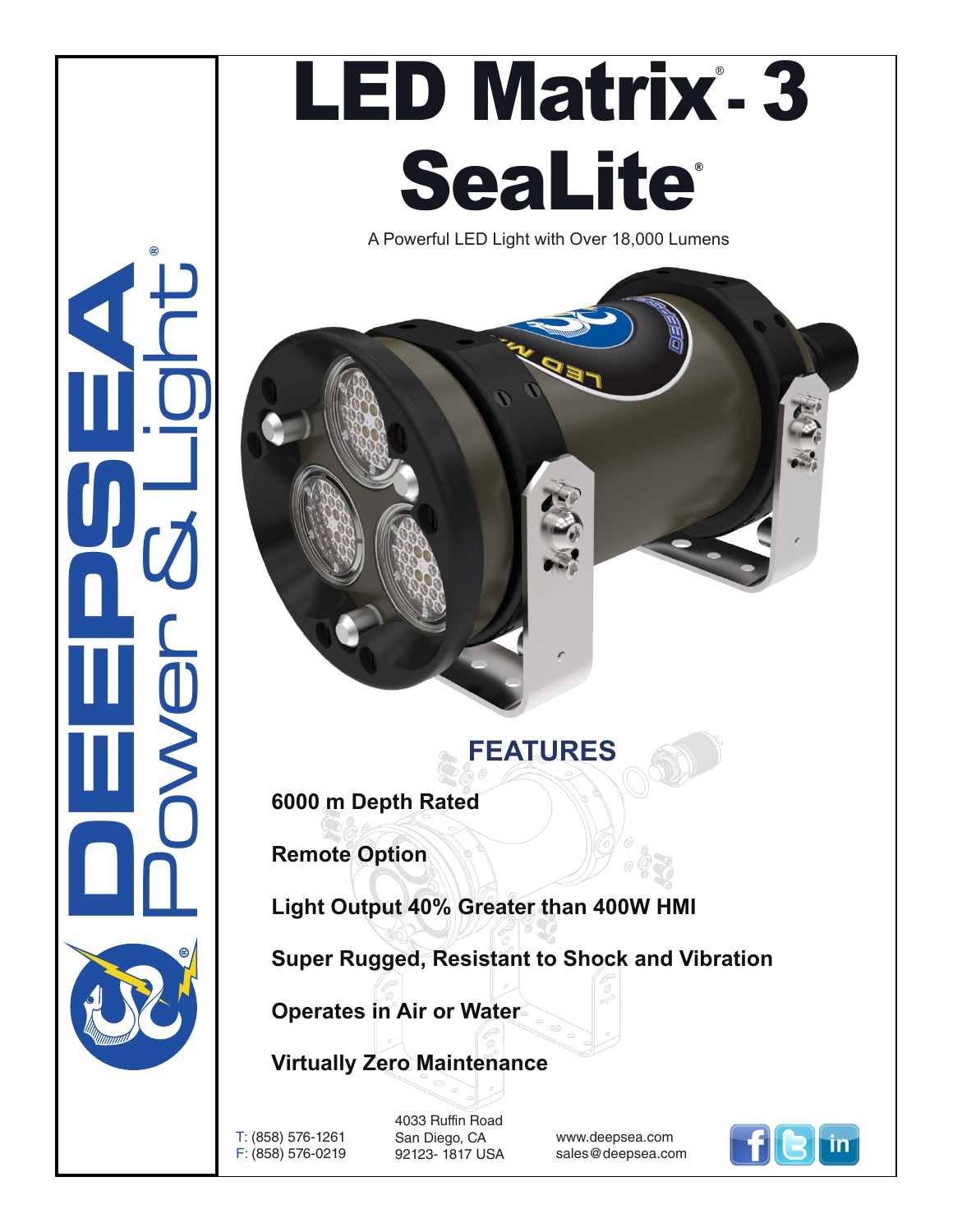# LED Matrix® - 3 SeaLite®

A Powerful LED Light with Over 18,000 Lumens

DEEPSEA® Power & Light®

## FEATURES

**6000 m Depth Rated**

**Remote Option**

**Light Output 40% Greater than 400W HMI**

**Super Rugged, Resistant to Shock and Vibration**

**Operates in Air or Water**

**Virtually Zero Maintenance**

T: (858) 576-1261
F: (858) 576-0219

4033 Ruffin Road
San Diego, CA
92123- 1817 USA

www.deepsea.com
sales@deepsea.com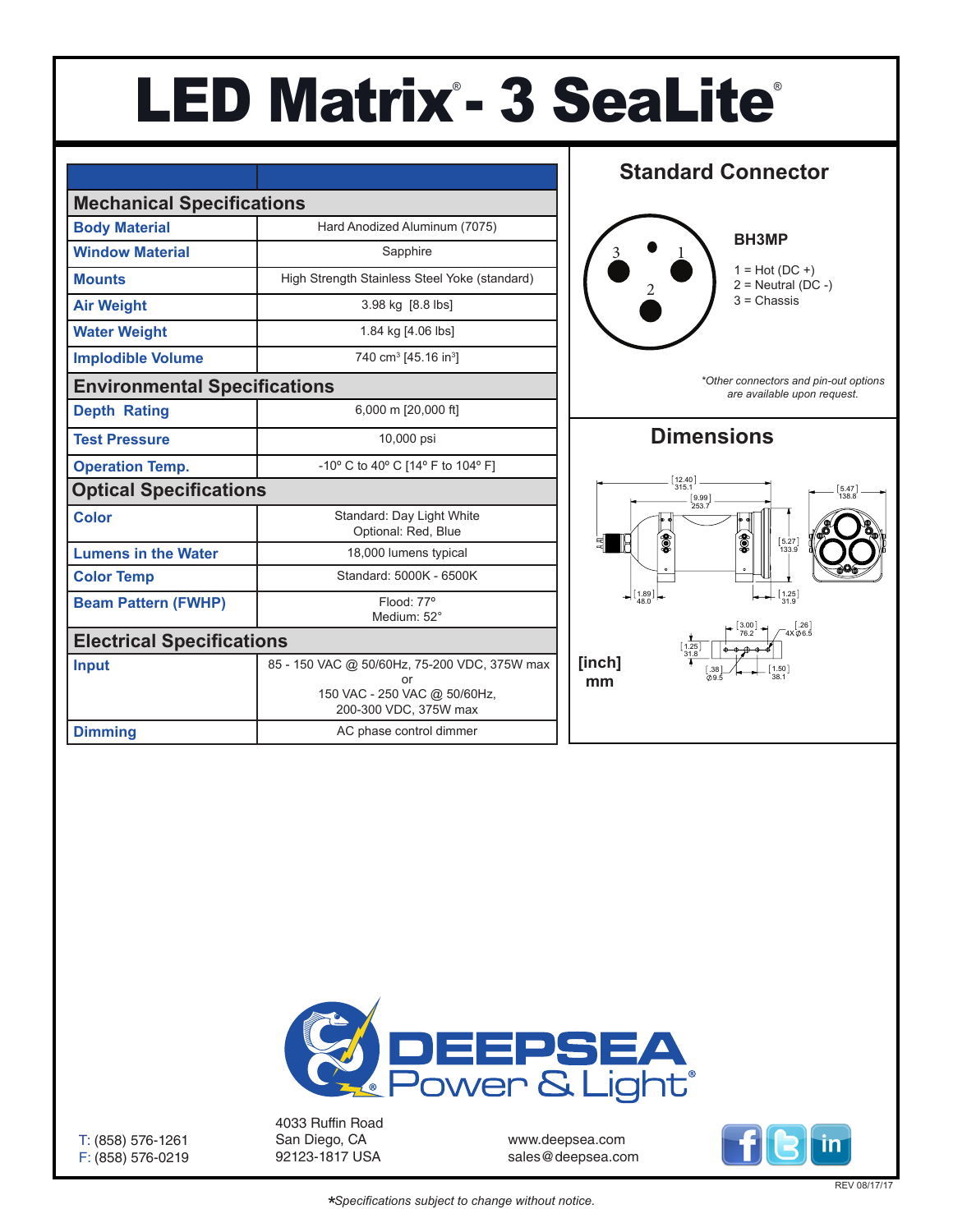# LED Matrix® - 3 SeaLite®

| | |
|---|---|
| **Mechanical Specifications** | |
| **Body Material** | Hard Anodized Aluminum (7075) |
| **Window Material** | Sapphire |
| **Mounts** | High Strength Stainless Steel Yoke (standard) |
| **Air Weight** | 3.98 kg [8.8 lbs] |
| **Water Weight** | 1.84 kg [4.06 lbs] |
| **Implodible Volume** | 740 $cm^3$ [45.16 $in^3$] |
| **Environmental Specifications** | |
| **Depth Rating** | 6,000 m [20,000 ft] |
| **Test Pressure** | 10,000 psi |
| **Operation Temp.** | -10º C to 40º C [14º F to 104º F] |
| **Optical Specifications** | |
| **Color** | Standard: Day Light White<br>Optional: Red, Blue |
| **Lumens in the Water** | 18,000 lumens typical |
| **Color Temp** | Standard: 5000K - 6500K |
| **Beam Pattern (FWHP)** | Flood: 77°<br>Medium: 52° |
| **Electrical Specifications** | |
| **Input** | 85 - 150 VAC @ 50/60Hz, 75-200 VDC, 375W max<br>or<br>150 VAC - 250 VAC @ 50/60Hz,<br>200-300 VDC, 375W max |
| **Dimming** | AC phase control dimmer |

## Standard Connector

3 1
2

**BH3MP**

1 = Hot (DC +)
2 = Neutral (DC -)
3 = Chassis

*\*Other connectors and pin-out options are available upon request.*

## Dimensions

[12.40] 315.1
[9.99] 253.7
[5.47] 138.8
[5.27] 133.9
[1.89] 48.0
[1.25] 31.9
[3.00] 76.2
[.26] 4X ∅6.5
[1.25] 31.8
[.38] ∅9.5
[1.50] 38.1

**[inch]**
**mm**

DEEPSEA Power & Light®

T: (858) 576-1261
F: (858) 576-0219

4033 Ruffin Road
San Diego, CA
92123-1817 USA

www.deepsea.com
sales@deepsea.com

REV 08/17/17

*\*Specifications subject to change without notice.*